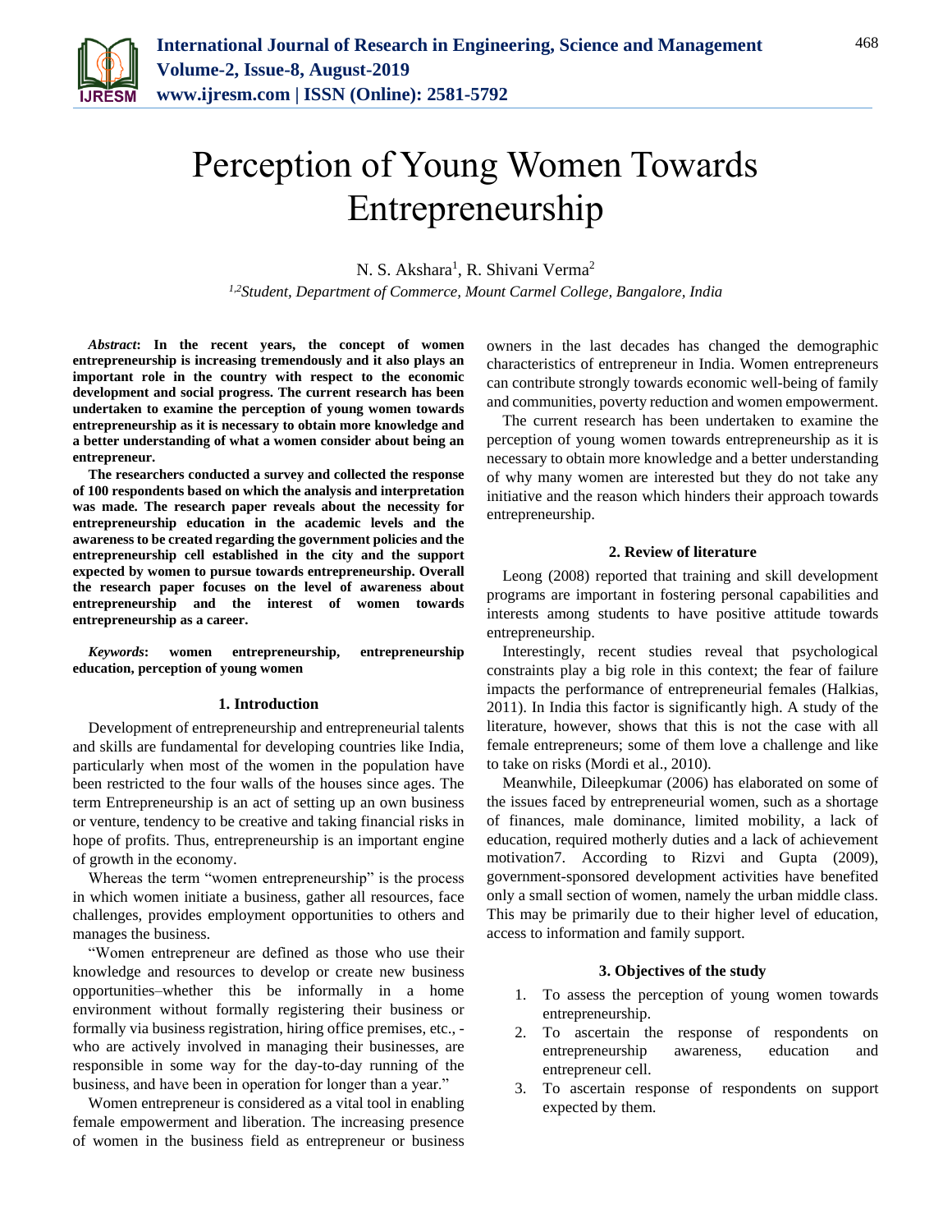# Perception of Young Women Towards Entrepreneurship

N. S. Akshara[1], R. Shivani Verma[2]

[1,2]*Student, Department of Commerce, Mount Carmel College, Bangalore, India*

***Abstract*: In the recent years, the concept of women entrepreneurship is increasing tremendously and it also plays an important role in the country with respect to the economic development and social progress. The current research has been undertaken to examine the perception of young women towards entrepreneurship as it is necessary to obtain more knowledge and a better understanding of what a women consider about being an entrepreneur.**

**The researchers conducted a survey and collected the response of 100 respondents based on which the analysis and interpretation was made. The research paper reveals about the necessity for entrepreneurship education in the academic levels and the awareness to be created regarding the government policies and the entrepreneurship cell established in the city and the support expected by women to pursue towards entrepreneurship. Overall the research paper focuses on the level of awareness about entrepreneurship and the interest of women towards entrepreneurship as a career.**

***Keywords*: women entrepreneurship, entrepreneurship education, perception of young women**

## 1. Introduction

Development of entrepreneurship and entrepreneurial talents and skills are fundamental for developing countries like India, particularly when most of the women in the population have been restricted to the four walls of the houses since ages. The term Entrepreneurship is an act of setting up an own business or venture, tendency to be creative and taking financial risks in hope of profits. Thus, entrepreneurship is an important engine of growth in the economy.

Whereas the term "women entrepreneurship" is the process in which women initiate a business, gather all resources, face challenges, provides employment opportunities to others and manages the business.

"Women entrepreneur are defined as those who use their knowledge and resources to develop or create new business opportunities–whether this be informally in a home environment without formally registering their business or formally via business registration, hiring office premises, etc., - who are actively involved in managing their businesses, are responsible in some way for the day-to-day running of the business, and have been in operation for longer than a year."

Women entrepreneur is considered as a vital tool in enabling female empowerment and liberation. The increasing presence of women in the business field as entrepreneur or business owners in the last decades has changed the demographic characteristics of entrepreneur in India. Women entrepreneurs can contribute strongly towards economic well-being of family and communities, poverty reduction and women empowerment.

The current research has been undertaken to examine the perception of young women towards entrepreneurship as it is necessary to obtain more knowledge and a better understanding of why many women are interested but they do not take any initiative and the reason which hinders their approach towards entrepreneurship.

## 2. Review of literature

Leong (2008) reported that training and skill development programs are important in fostering personal capabilities and interests among students to have positive attitude towards entrepreneurship.

Interestingly, recent studies reveal that psychological constraints play a big role in this context; the fear of failure impacts the performance of entrepreneurial females (Halkias, 2011). In India this factor is significantly high. A study of the literature, however, shows that this is not the case with all female entrepreneurs; some of them love a challenge and like to take on risks (Mordi et al., 2010).

Meanwhile, Dileepkumar (2006) has elaborated on some of the issues faced by entrepreneurial women, such as a shortage of finances, male dominance, limited mobility, a lack of education, required motherly duties and a lack of achievement motivation7. According to Rizvi and Gupta (2009), government-sponsored development activities have benefited only a small section of women, namely the urban middle class. This may be primarily due to their higher level of education, access to information and family support.

## 3. Objectives of the study

1. To assess the perception of young women towards entrepreneurship.
2. To ascertain the response of respondents on entrepreneurship awareness, education and entrepreneur cell.
3. To ascertain response of respondents on support expected by them.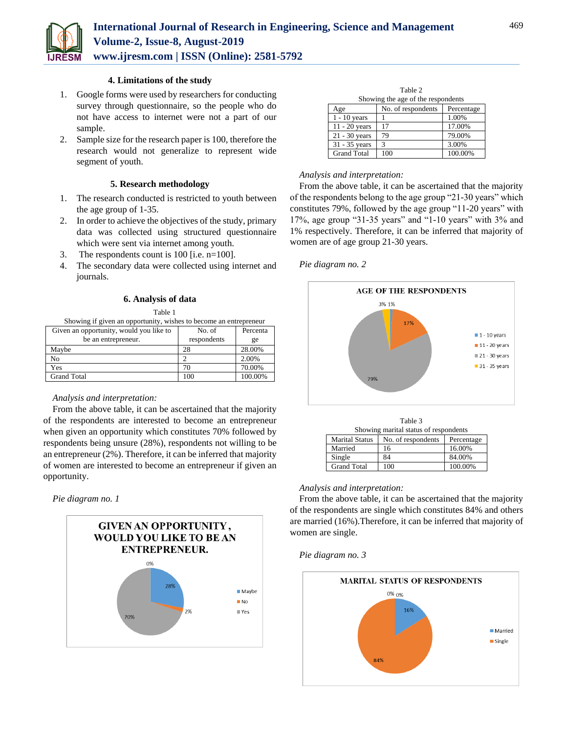### 4. Limitations of the study

1. Google forms were used by researchers for conducting survey through questionnaire, so the people who do not have access to internet were not a part of our sample.
2. Sample size for the research paper is 100, therefore the research would not generalize to represent wide segment of youth.

### 5. Research methodology

1. The research conducted is restricted to youth between the age group of 1-35.
2. In order to achieve the objectives of the study, primary data was collected using structured questionnaire which were sent via internet among youth.
3. The respondents count is 100 [i.e. n=100].
4. The secondary data were collected using internet and journals.

### 6. Analysis of data

Table 1
Showing if given an opportunity, wishes to become an entrepreneur

| Given an opportunity, would you like to be an entrepreneur. | No. of respondents | Percentage |
|---|---|---|
| Maybe | 28 | 28.00% |
| No | 2 | 2.00% |
| Yes | 70 | 70.00% |
| Grand Total | 100 | 100.00% |

*Analysis and interpretation:*

From the above table, it can be ascertained that the majority of the respondents are interested to become an entrepreneur when given an opportunity which constitutes 70% followed by respondents being unsure (28%), respondents not willing to be an entrepreneur (2%). Therefore, it can be inferred that majority of women are interested to become an entrepreneur if given an opportunity.

*Pie diagram no. 1*

GIVEN AN OPPORTUNITY, WOULD YOU LIKE TO BE AN ENTREPRENEUR.

0%
28%
2%
70%
Maybe
No
Yes

Table 2
Showing the age of the respondents

| Age | No. of respondents | Percentage |
|---|---|---|
| 1 - 10 years | 1 | 1.00% |
| 11 - 20 years | 17 | 17.00% |
| 21 - 30 years | 79 | 79.00% |
| 31 - 35 years | 3 | 3.00% |
| Grand Total | 100 | 100.00% |

*Analysis and interpretation:*

From the above table, it can be ascertained that the majority of the respondents belong to the age group "21-30 years" which constitutes 79%, followed by the age group "11-20 years" with 17%, age group "31-35 years" and "1-10 years" with 3% and 1% respectively. Therefore, it can be inferred that majority of women are of age group 21-30 years.

*Pie diagram no. 2*

AGE OF THE RESPONDENTS

3% 1%
17%
79%
1 - 10 years
11 - 20 years
21 - 30 years
31 - 35 years

Table 3
Showing marital status of respondents

| Marital Status | No. of respondents | Percentage |
|---|---|---|
| Married | 16 | 16.00% |
| Single | 84 | 84.00% |
| Grand Total | 100 | 100.00% |

*Analysis and interpretation:*

From the above table, it can be ascertained that the majority of the respondents are single which constitutes 84% and others are married (16%).Therefore, it can be inferred that majority of women are single.

*Pie diagram no. 3*

MARITAL STATUS OF RESPONDENTS

0% 0%
16%
84%
Married
Single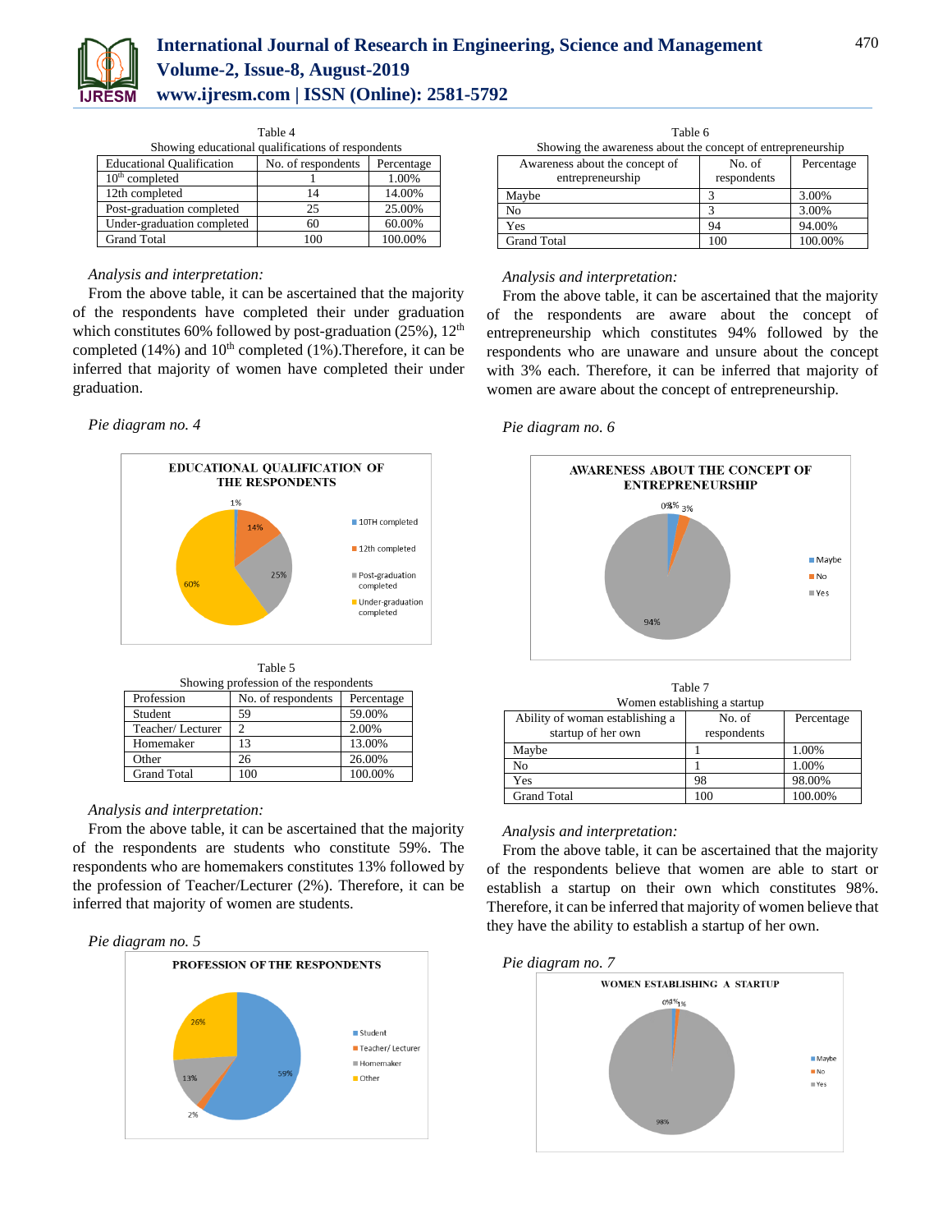Table 4
Showing educational qualifications of respondents

| Educational Qualification | No. of respondents | Percentage |
|---|---|---|
| 10th completed | 1 | 1.00% |
| 12th completed | 14 | 14.00% |
| Post-graduation completed | 25 | 25.00% |
| Under-graduation completed | 60 | 60.00% |
| Grand Total | 100 | 100.00% |

*Analysis and interpretation:*

From the above table, it can be ascertained that the majority of the respondents have completed their under graduation which constitutes 60% followed by post-graduation (25%), 12th completed (14%) and 10th completed (1%).Therefore, it can be inferred that majority of women have completed their under graduation.

*Pie diagram no. 4*

EDUCATIONAL QUALIFICATION OF THE RESPONDENTS

1%
14%
25%
60%

10TH completed
12th completed
Post-graduation completed
Under-graduation completed

Table 5
Showing profession of the respondents

| Profession | No. of respondents | Percentage |
|---|---|---|
| Student | 59 | 59.00% |
| Teacher/ Lecturer | 2 | 2.00% |
| Homemaker | 13 | 13.00% |
| Other | 26 | 26.00% |
| Grand Total | 100 | 100.00% |

*Analysis and interpretation:*

From the above table, it can be ascertained that the majority of the respondents are students who constitute 59%. The respondents who are homemakers constitutes 13% followed by the profession of Teacher/Lecturer (2%). Therefore, it can be inferred that majority of women are students.

*Pie diagram no. 5*

PROFESSION OF THE RESPONDENTS

26%
13%
2%
59%

Student
Teacher/ Lecturer
Homemaker
Other

Table 6
Showing the awareness about the concept of entrepreneurship

| Awareness about the concept of entrepreneurship | No. of respondents | Percentage |
|---|---|---|
| Maybe | 3 | 3.00% |
| No | 3 | 3.00% |
| Yes | 94 | 94.00% |
| Grand Total | 100 | 100.00% |

*Analysis and interpretation:*

From the above table, it can be ascertained that the majority of the respondents are aware about the concept of entrepreneurship which constitutes 94% followed by the respondents who are unaware and unsure about the concept with 3% each. Therefore, it can be inferred that majority of women are aware about the concept of entrepreneurship.

*Pie diagram no. 6*

AWARENESS ABOUT THE CONCEPT OF ENTREPRENEURSHIP

0%3%
3%
94%

Maybe
No
Yes

Table 7
Women establishing a startup

| Ability of woman establishing a startup of her own | No. of respondents | Percentage |
|---|---|---|
| Maybe | 1 | 1.00% |
| No | 1 | 1.00% |
| Yes | 98 | 98.00% |
| Grand Total | 100 | 100.00% |

*Analysis and interpretation:*

From the above table, it can be ascertained that the majority of the respondents believe that women are able to start or establish a startup on their own which constitutes 98%. Therefore, it can be inferred that majority of women believe that they have the ability to establish a startup of her own.

*Pie diagram no. 7*

WOMEN ESTABLISHING A STARTUP

0%1%
1%
98%

Maybe
No
Yes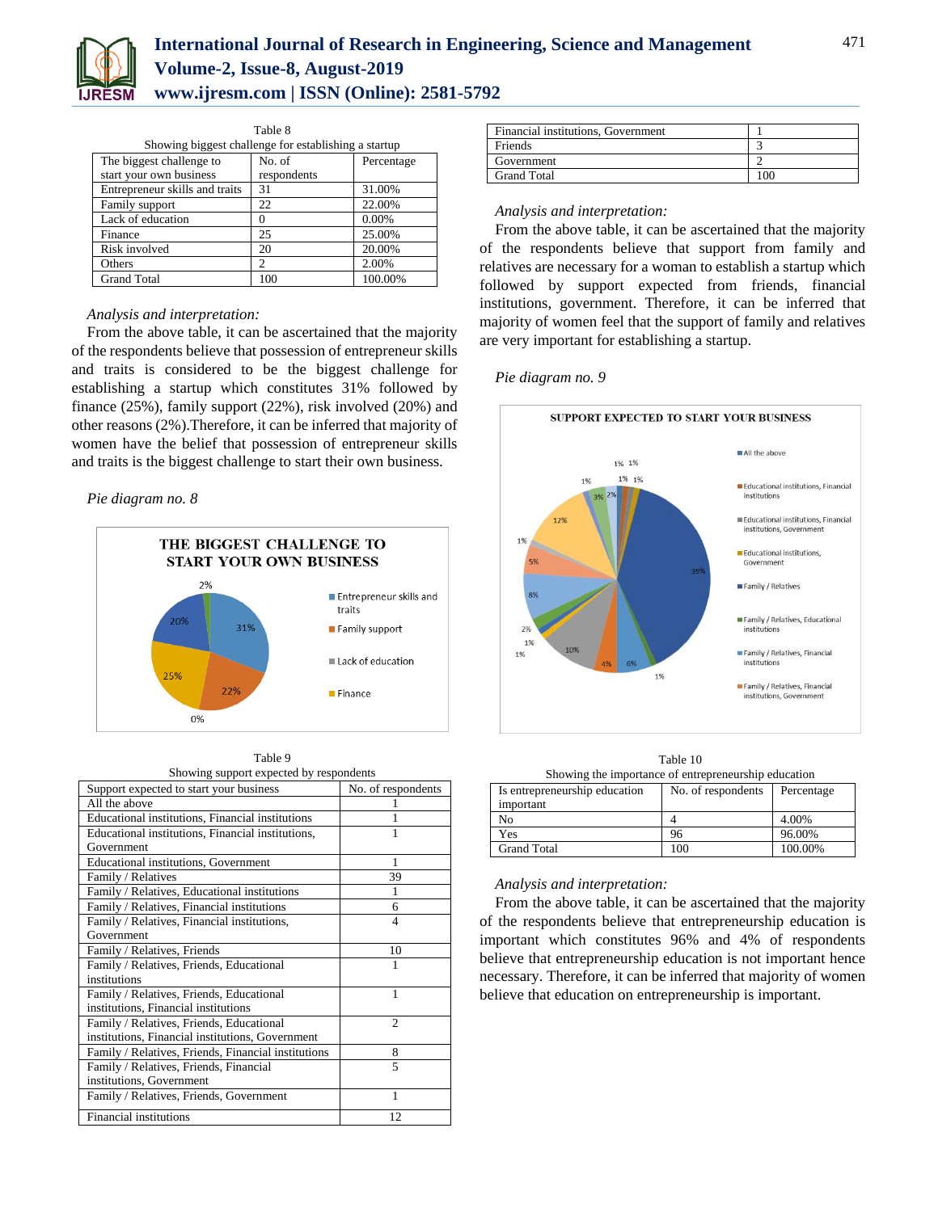Table 8
Showing biggest challenge for establishing a startup

| The biggest challenge to start your own business | No. of respondents | Percentage |
|---|---|---|
| Entrepreneur skills and traits | 31 | 31.00% |
| Family support | 22 | 22.00% |
| Lack of education | 0 | 0.00% |
| Finance | 25 | 25.00% |
| Risk involved | 20 | 20.00% |
| Others | 2 | 2.00% |
| Grand Total | 100 | 100.00% |

*Analysis and interpretation:*

From the above table, it can be ascertained that the majority of the respondents believe that possession of entrepreneur skills and traits is considered to be the biggest challenge for establishing a startup which constitutes 31% followed by finance (25%), family support (22%), risk involved (20%) and other reasons (2%).Therefore, it can be inferred that majority of women have the belief that possession of entrepreneur skills and traits is the biggest challenge to start their own business.

*Pie diagram no. 8*

THE BIGGEST CHALLENGE TO START YOUR OWN BUSINESS

2%
20%
31%
25%
22%
0%

Entrepreneur skills and traits
Family support
Lack of education
Finance

Table 9
Showing support expected by respondents

| Support expected to start your business | No. of respondents |
|---|---|
| All the above | 1 |
| Educational institutions, Financial institutions | 1 |
| Educational institutions, Financial institutions, Government | 1 |
| Educational institutions, Government | 1 |
| Family / Relatives | 39 |
| Family / Relatives, Educational institutions | 1 |
| Family / Relatives, Financial institutions | 6 |
| Family / Relatives, Financial institutions, Government | 4 |
| Family / Relatives, Friends | 10 |
| Family / Relatives, Friends, Educational institutions | 1 |
| Family / Relatives, Friends, Educational institutions, Financial institutions | 1 |
| Family / Relatives, Friends, Educational institutions, Financial institutions, Government | 2 |
| Family / Relatives, Friends, Financial institutions | 8 |
| Family / Relatives, Friends, Financial institutions, Government | 5 |
| Family / Relatives, Friends, Government | 1 |
| Financial institutions | 12 |
| Financial institutions, Government | 1 |
| Friends | 3 |
| Government | 2 |
| Grand Total | 100 |

*Analysis and interpretation:*

From the above table, it can be ascertained that the majority of the respondents believe that support from family and relatives are necessary for a woman to establish a startup which followed by support expected from friends, financial institutions, government. Therefore, it can be inferred that majority of women feel that the support of family and relatives are very important for establishing a startup.

*Pie diagram no. 9*

SUPPORT EXPECTED TO START YOUR BUSINESS

1% 1%
1% 1%
1%
3% 2%
12%
1%
5%
8%
2%
1%
1%
10%
4%
6%
1%
39%

All the above
Educational institutions, Financial institutions
Educational institutions, Financial institutions, Government
Educational institutions, Government
Family / Relatives
Family / Relatives, Educational institutions
Family / Relatives, Financial institutions
Family / Relatives, Financial institutions, Government

Table 10
Showing the importance of entrepreneurship education

| Is entrepreneurship education important | No. of respondents | Percentage |
|---|---|---|
| No | 4 | 4.00% |
| Yes | 96 | 96.00% |
| Grand Total | 100 | 100.00% |

*Analysis and interpretation:*

From the above table, it can be ascertained that the majority of the respondents believe that entrepreneurship education is important which constitutes 96% and 4% of respondents believe that entrepreneurship education is not important hence necessary. Therefore, it can be inferred that majority of women believe that education on entrepreneurship is important.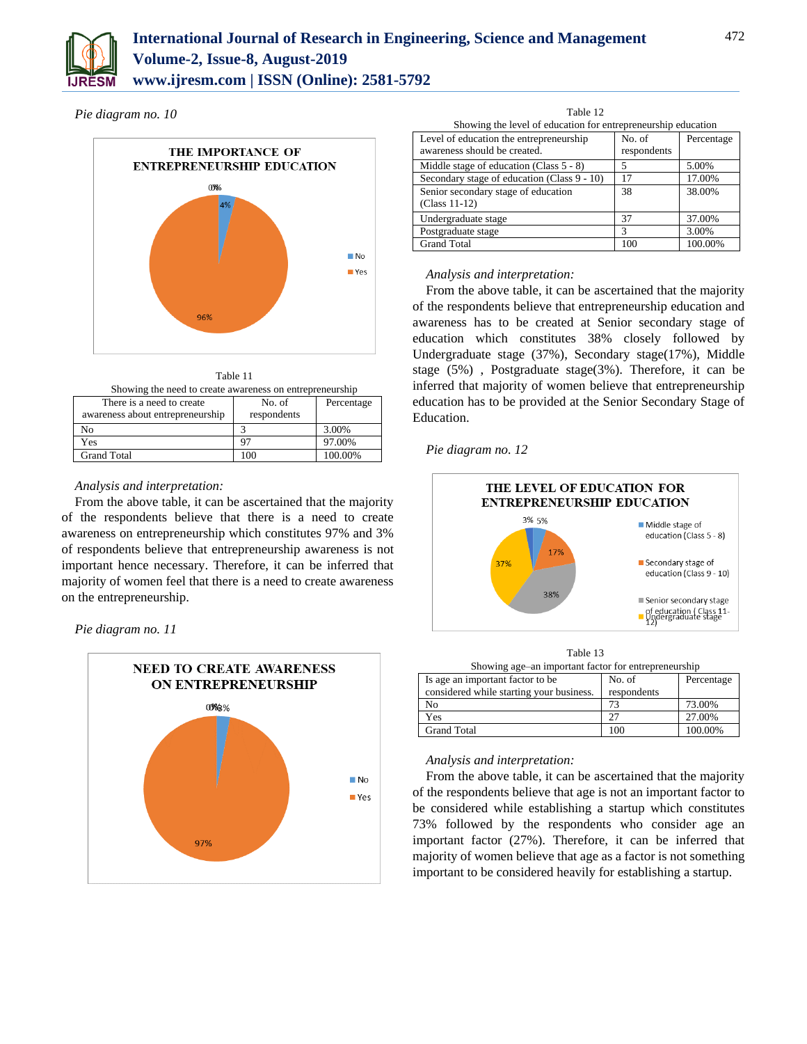*Pie diagram no. 10*

THE IMPORTANCE OF ENTREPRENEURSHIP EDUCATION

0%

4%

96%

No

Yes

Table 11

Showing the need to create awareness on entrepreneurship

| There is a need to create awareness about entrepreneurship | No. of respondents | Percentage |
|---|---|---|
| No | 3 | 3.00% |
| Yes | 97 | 97.00% |
| Grand Total | 100 | 100.00% |

*Analysis and interpretation:*

From the above table, it can be ascertained that the majority of the respondents believe that there is a need to create awareness on entrepreneurship which constitutes 97% and 3% of respondents believe that entrepreneurship awareness is not important hence necessary. Therefore, it can be inferred that majority of women feel that there is a need to create awareness on the entrepreneurship.

*Pie diagram no. 11*

NEED TO CREATE AWARENESS ON ENTREPRENEURSHIP

0%3%

97%

No

Yes

Table 12

Showing the level of education for entrepreneurship education

| Level of education the entrepreneurship awareness should be created. | No. of respondents | Percentage |
|---|---|---|
| Middle stage of education (Class 5 - 8) | 5 | 5.00% |
| Secondary stage of education (Class 9 - 10) | 17 | 17.00% |
| Senior secondary stage of education (Class 11-12) | 38 | 38.00% |
| Undergraduate stage | 37 | 37.00% |
| Postgraduate stage | 3 | 3.00% |
| Grand Total | 100 | 100.00% |

*Analysis and interpretation:*

From the above table, it can be ascertained that the majority of the respondents believe that entrepreneurship education and awareness has to be created at Senior secondary stage of education which constitutes 38% closely followed by Undergraduate stage (37%), Secondary stage(17%), Middle stage (5%) , Postgraduate stage(3%). Therefore, it can be inferred that majority of women believe that entrepreneurship education has to be provided at the Senior Secondary Stage of Education.

*Pie diagram no. 12*

THE LEVEL OF EDUCATION FOR ENTREPRENEURSHIP EDUCATION

3% 5%

17%

37%

38%

Middle stage of education (Class 5 - 8)

Secondary stage of education (Class 9 - 10)

Senior secondary stage of education ( Class 11-12)

Undergraduate stage

Table 13

Showing age–an important factor for entrepreneurship

| Is age an important factor to be considered while starting your business. | No. of respondents | Percentage |
|---|---|---|
| No | 73 | 73.00% |
| Yes | 27 | 27.00% |
| Grand Total | 100 | 100.00% |

*Analysis and interpretation:*

From the above table, it can be ascertained that the majority of the respondents believe that age is not an important factor to be considered while establishing a startup which constitutes 73% followed by the respondents who consider age an important factor (27%). Therefore, it can be inferred that majority of women believe that age as a factor is not something important to be considered heavily for establishing a startup.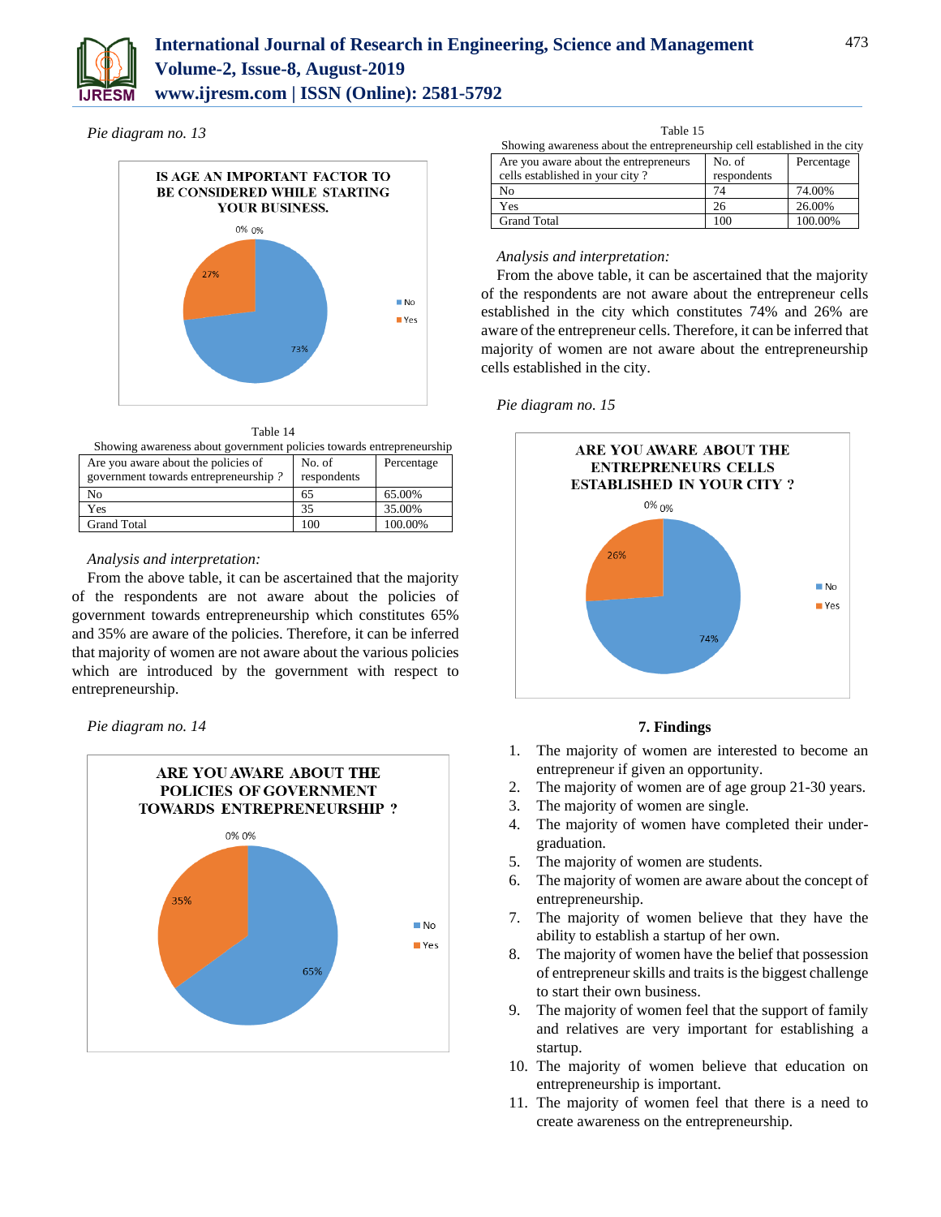*Pie diagram no. 13*

IS AGE AN IMPORTANT FACTOR TO BE CONSIDERED WHILE STARTING YOUR BUSINESS.

0% 0%

27%

73%

No

Yes

Table 14

Showing awareness about government policies towards entrepreneurship

| Are you aware about the policies of government towards entrepreneurship ? | No. of respondents | Percentage |
|---|---|---|
| No | 65 | 65.00% |
| Yes | 35 | 35.00% |
| Grand Total | 100 | 100.00% |

*Analysis and interpretation:*

From the above table, it can be ascertained that the majority of the respondents are not aware about the policies of government towards entrepreneurship which constitutes 65% and 35% are aware of the policies. Therefore, it can be inferred that majority of women are not aware about the various policies which are introduced by the government with respect to entrepreneurship.

*Pie diagram no. 14*

ARE YOU AWARE ABOUT THE POLICIES OF GOVERNMENT TOWARDS ENTREPRENEURSHIP ?

0% 0%

35%

65%

No

Yes

Table 15

Showing awareness about the entrepreneurship cell established in the city

| Are you aware about the entrepreneurs cells established in your city ? | No. of respondents | Percentage |
|---|---|---|
| No | 74 | 74.00% |
| Yes | 26 | 26.00% |
| Grand Total | 100 | 100.00% |

*Analysis and interpretation:*

From the above table, it can be ascertained that the majority of the respondents are not aware about the entrepreneur cells established in the city which constitutes 74% and 26% are aware of the entrepreneur cells. Therefore, it can be inferred that majority of women are not aware about the entrepreneurship cells established in the city.

*Pie diagram no. 15*

ARE YOU AWARE ABOUT THE ENTREPRENEURS CELLS ESTABLISHED IN YOUR CITY ?

0% 0%

26%

74%

No

Yes

## 7. Findings

1. The majority of women are interested to become an entrepreneur if given an opportunity.
2. The majority of women are of age group 21-30 years.
3. The majority of women are single.
4. The majority of women have completed their under-graduation.
5. The majority of women are students.
6. The majority of women are aware about the concept of entrepreneurship.
7. The majority of women believe that they have the ability to establish a startup of her own.
8. The majority of women have the belief that possession of entrepreneur skills and traits is the biggest challenge to start their own business.
9. The majority of women feel that the support of family and relatives are very important for establishing a startup.
10. The majority of women believe that education on entrepreneurship is important.
11. The majority of women feel that there is a need to create awareness on the entrepreneurship.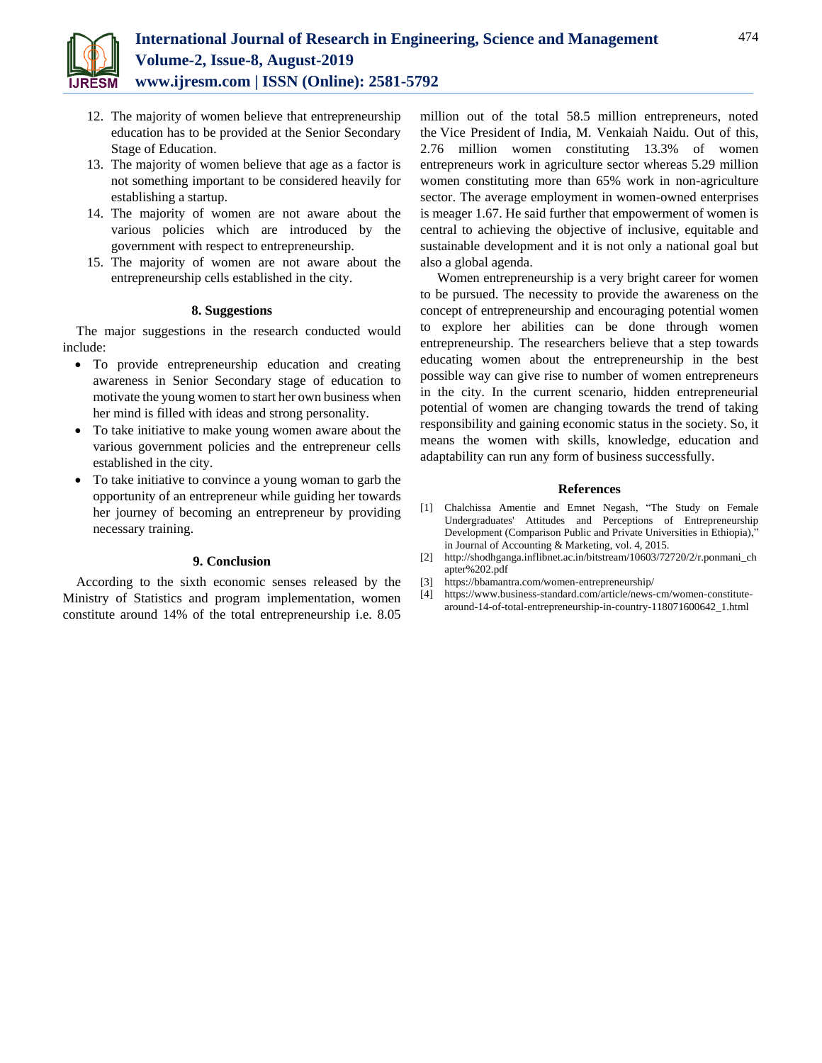12. The majority of women believe that entrepreneurship education has to be provided at the Senior Secondary Stage of Education.
13. The majority of women believe that age as a factor is not something important to be considered heavily for establishing a startup.
14. The majority of women are not aware about the various policies which are introduced by the government with respect to entrepreneurship.
15. The majority of women are not aware about the entrepreneurship cells established in the city.

## 8. Suggestions

The major suggestions in the research conducted would include:

- To provide entrepreneurship education and creating awareness in Senior Secondary stage of education to motivate the young women to start her own business when her mind is filled with ideas and strong personality.
- To take initiative to make young women aware about the various government policies and the entrepreneur cells established in the city.
- To take initiative to convince a young woman to garb the opportunity of an entrepreneur while guiding her towards her journey of becoming an entrepreneur by providing necessary training.

## 9. Conclusion

According to the sixth economic senses released by the Ministry of Statistics and program implementation, women constitute around 14% of the total entrepreneurship i.e. 8.05 million out of the total 58.5 million entrepreneurs, noted the Vice President of India, M. Venkaiah Naidu. Out of this, 2.76 million women constituting 13.3% of women entrepreneurs work in agriculture sector whereas 5.29 million women constituting more than 65% work in non-agriculture sector. The average employment in women-owned enterprises is meager 1.67. He said further that empowerment of women is central to achieving the objective of inclusive, equitable and sustainable development and it is not only a national goal but also a global agenda.

Women entrepreneurship is a very bright career for women to be pursued. The necessity to provide the awareness on the concept of entrepreneurship and encouraging potential women to explore her abilities can be done through women entrepreneurship. The researchers believe that a step towards educating women about the entrepreneurship in the best possible way can give rise to number of women entrepreneurs in the city. In the current scenario, hidden entrepreneurial potential of women are changing towards the trend of taking responsibility and gaining economic status in the society. So, it means the women with skills, knowledge, education and adaptability can run any form of business successfully.

## References

[1] Chalchissa Amentie and Emnet Negash, "The Study on Female Undergraduates' Attitudes and Perceptions of Entrepreneurship Development (Comparison Public and Private Universities in Ethiopia)," in Journal of Accounting & Marketing, vol. 4, 2015.

[2] http://shodhganga.inflibnet.ac.in/bitstream/10603/72720/2/r.ponmani_chapter%202.pdf

[3] https://bbamantra.com/women-entrepreneurship/

[4] https://www.business-standard.com/article/news-cm/women-constitute-around-14-of-total-entrepreneurship-in-country-118071600642_1.html